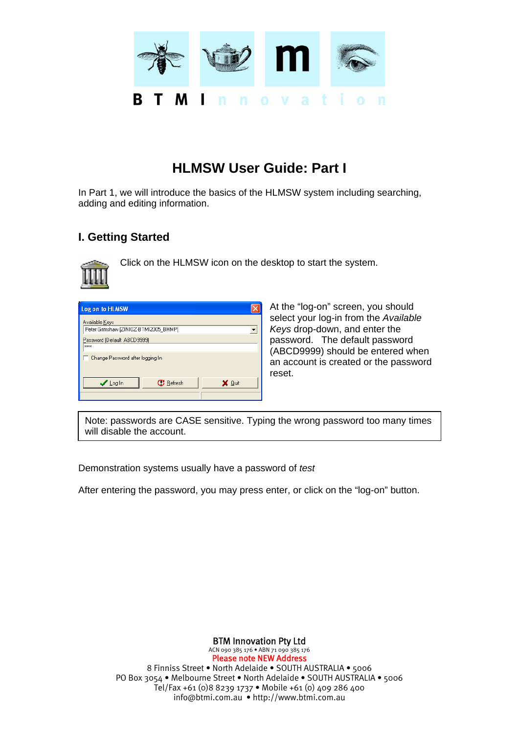# HLMSW User Guide: Part I

In Part 1, we will introduce the basics of the HLMSW system including searching, adding and editing information.

## I. Getting Started

Click on the HLMSW icon on the desktop to start the system.

At the "log-on" screen, you should select your log-in from the *Available Keys* drop-down, and enter the password. The default password (ABCD9999) should be entered when an account is created or the password reset.

> Note: passwords are CASE sensitive. Typing the wrong password too many times will disable the account.

Demonstration systems usually have a password of *test*

After entering the password, you may press enter, or click on the "log-on" button.

BTM Innovation Pty Ltd
ACN 090 385 176 • ABN 71 090 385 176
Please note NEW Address
8 Finniss Street • North Adelaide • SOUTH AUSTRALIA • 5006
PO Box 3054 • Melbourne Street • North Adelaide • SOUTH AUSTRALIA • 5006
Tel/Fax +61 (0)8 8239 1737 • Mobile +61 (0) 409 286 400
info@btmi.com.au • http://www.btmi.com.au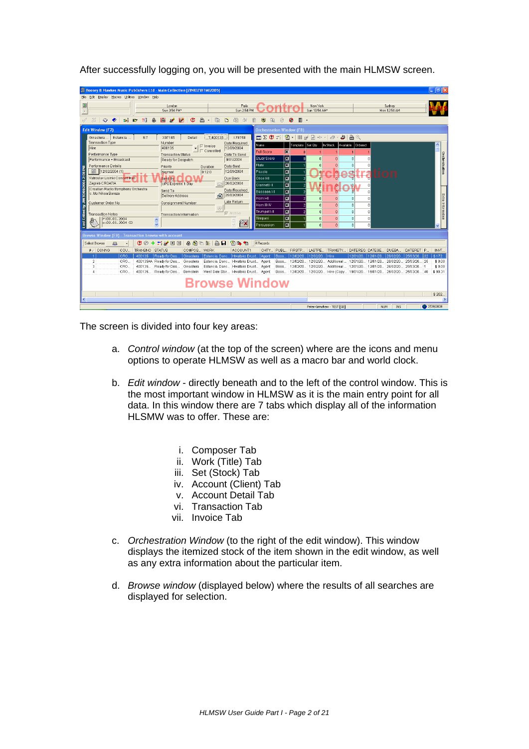After successfully logging on, you will be presented with the main HLMSW screen.

The screen is divided into four key areas:

a. *Control window* (at the top of the screen) where are the icons and menu options to operate HLMSW as well as a macro bar and world clock.

b. *Edit window* - directly beneath and to the left of the control window. This is the most important window in HLMSW as it is the main entry point for all data. In this window there are 7 tabs which display all of the information HLSMW was to offer. These are:

   i. Composer Tab
   ii. Work (Title) Tab
   iii. Set (Stock) Tab
   iv. Account (Client) Tab
   v. Account Detail Tab
   vi. Transaction Tab
   vii. Invoice Tab

c. *Orchestration Window* (to the right of the edit window). This window displays the itemized stock of the item shown in the edit window, as well as any extra information about the particular item.

d. *Browse window* (displayed below) where the results of all searches are displayed for selection.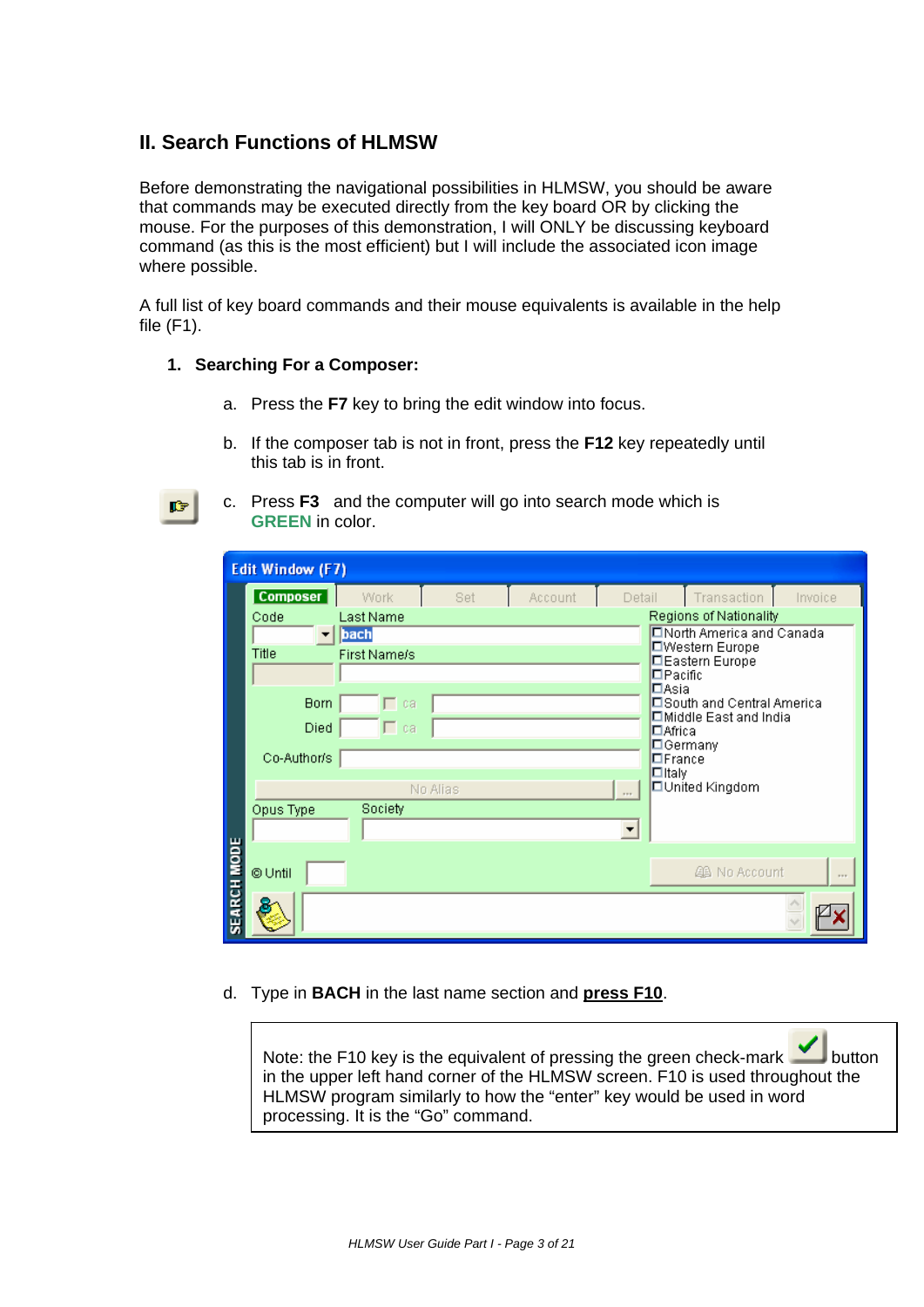## II. Search Functions of HLMSW

Before demonstrating the navigational possibilities in HLMSW, you should be aware that commands may be executed directly from the key board OR by clicking the mouse. For the purposes of this demonstration, I will ONLY be discussing keyboard command (as this is the most efficient) but I will include the associated icon image where possible.

A full list of key board commands and their mouse equivalents is available in the help file (F1).

1. **Searching For a Composer:**

   a. Press the **F7** key to bring the edit window into focus.

   b. If the composer tab is not in front, press the **F12** key repeatedly until this tab is in front.

   c. Press **F3** and the computer will go into search mode which is **GREEN** in color.

   d. Type in **BACH** in the last name section and **press F10**.

   > Note: the F10 key is the equivalent of pressing the green check-mark button in the upper left hand corner of the HLMSW screen. F10 is used throughout the HLMSW program similarly to how the "enter" key would be used in word processing. It is the "Go" command.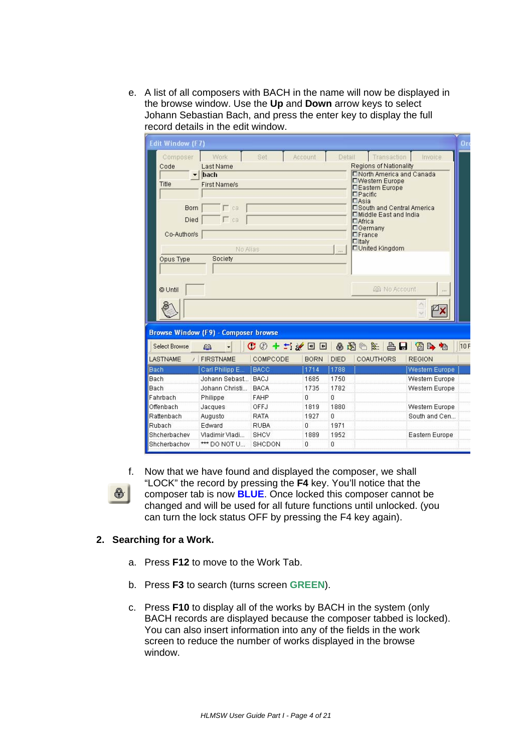e. A list of all composers with BACH in the name will now be displayed in the browse window. Use the **Up** and **Down** arrow keys to select Johann Sebastian Bach, and press the enter key to display the full record details in the edit window.

f. Now that we have found and displayed the composer, we shall "LOCK" the record by pressing the **F4** key. You'll notice that the composer tab is now **BLUE**. Once locked this composer cannot be changed and will be used for all future functions until unlocked. (you can turn the lock status OFF by pressing the F4 key again).

**2. Searching for a Work.**

a. Press **F12** to move to the Work Tab.

b. Press **F3** to search (turns screen **GREEN**).

c. Press **F10** to display all of the works by BACH in the system (only BACH records are displayed because the composer tabbed is locked). You can also insert information into any of the fields in the work screen to reduce the number of works displayed in the browse window.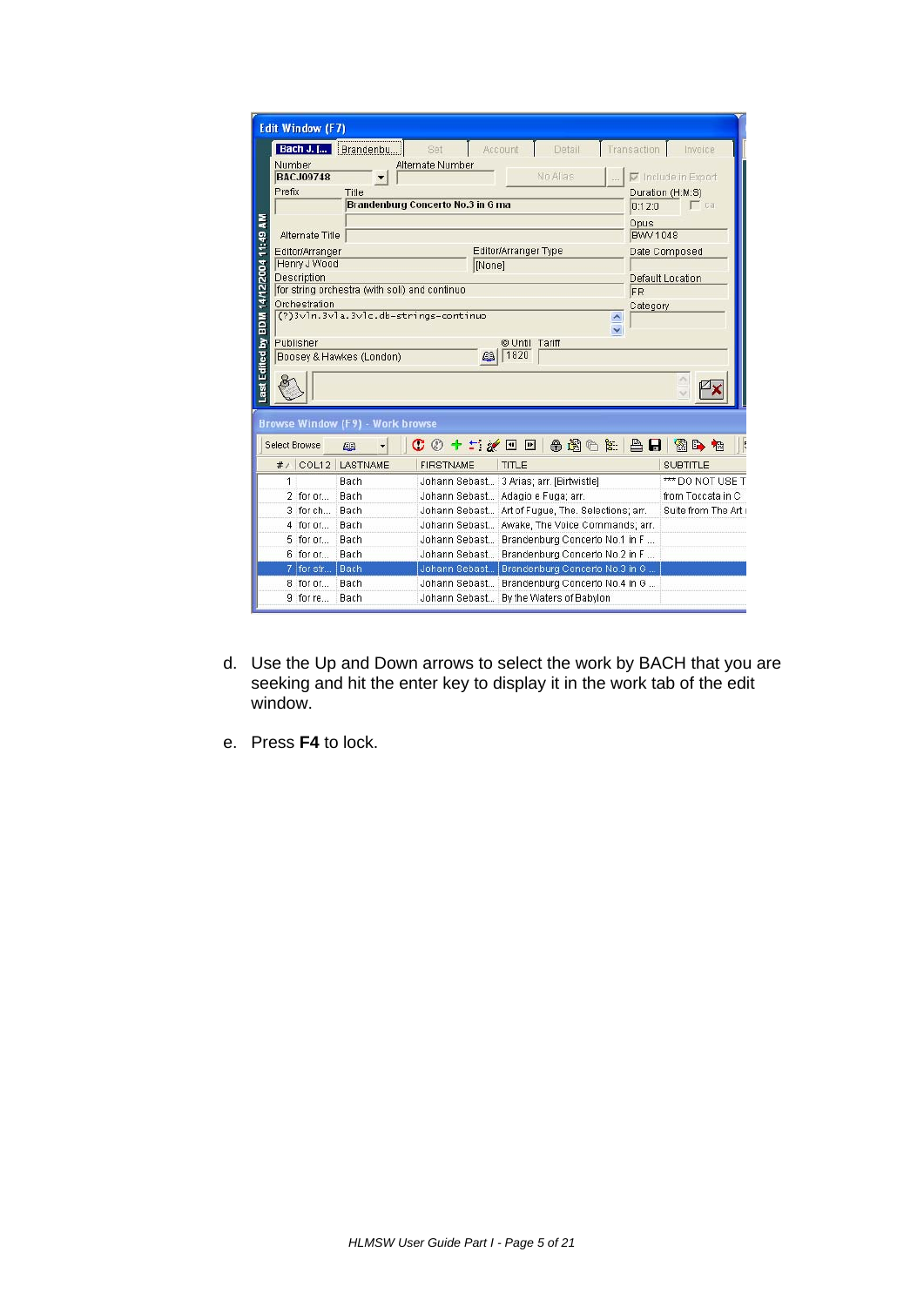d. Use the Up and Down arrows to select the work by BACH that you are seeking and hit the enter key to display it in the work tab of the edit window.

e. Press **F4** to lock.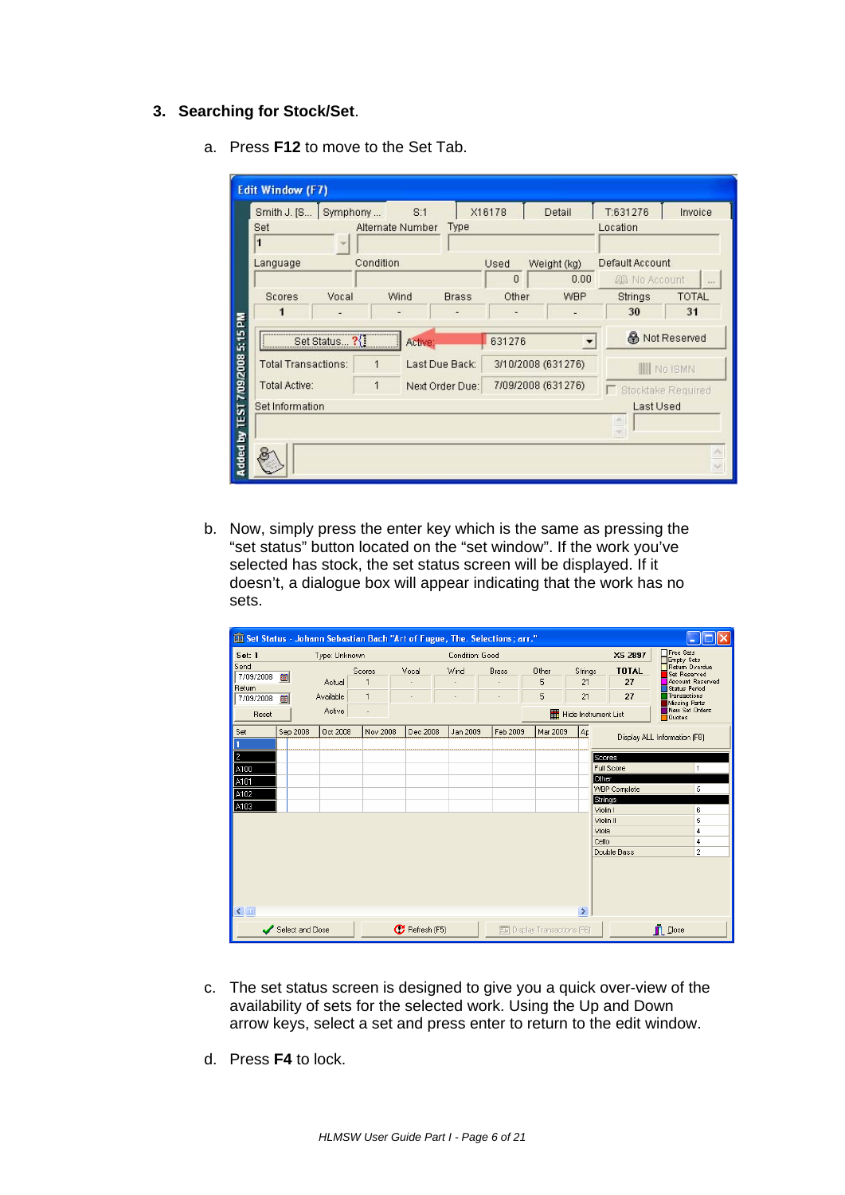3. **Searching for Stock/Set**.

   a. Press **F12** to move to the Set Tab.

   b. Now, simply press the enter key which is the same as pressing the "set status" button located on the "set window". If the work you've selected has stock, the set status screen will be displayed. If it doesn't, a dialogue box will appear indicating that the work has no sets.

   c. The set status screen is designed to give you a quick over-view of the availability of sets for the selected work. Using the Up and Down arrow keys, select a set and press enter to return to the edit window.

   d. Press **F4** to lock.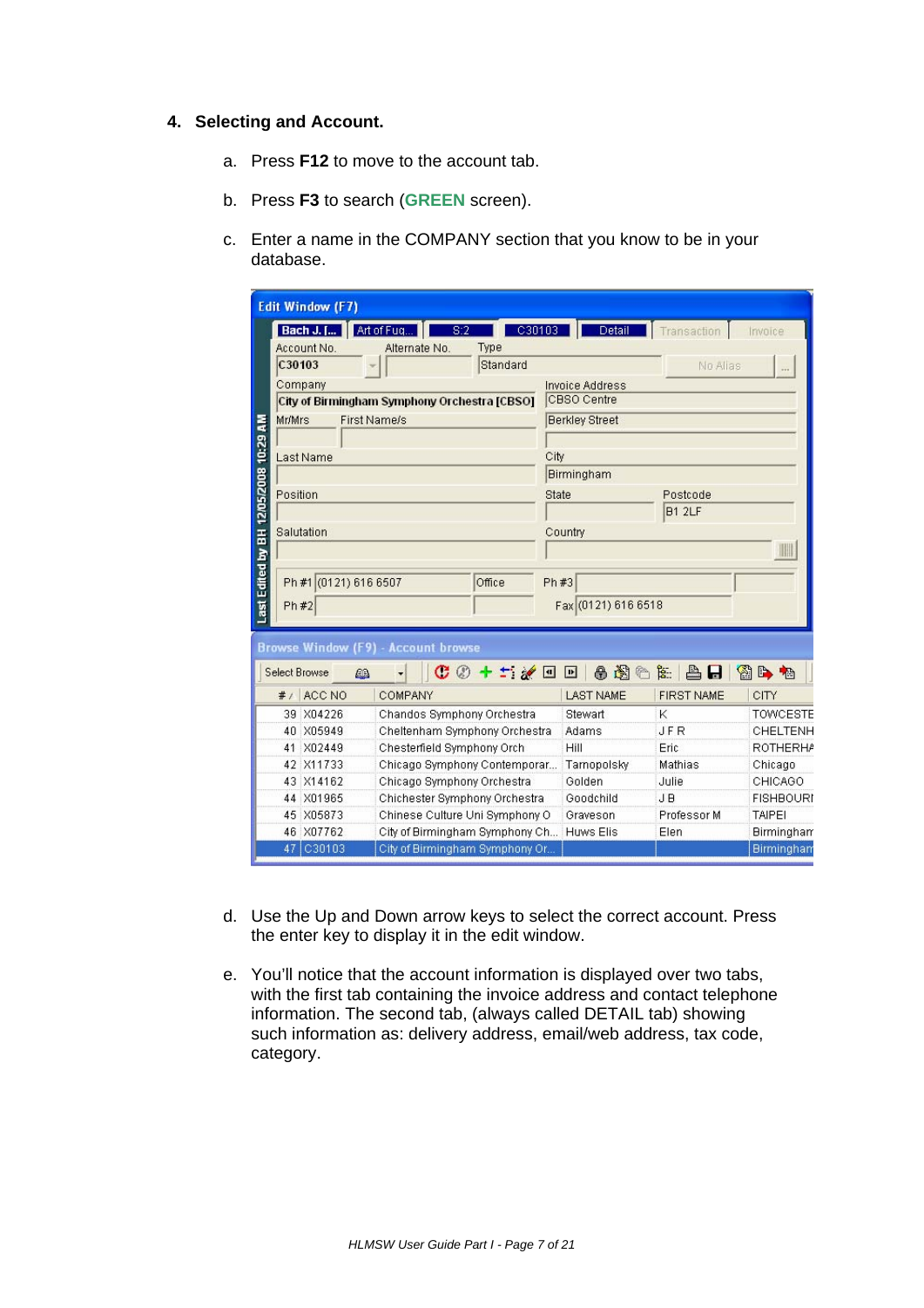## 4. Selecting and Account.

a. Press **F12** to move to the account tab.

b. Press **F3** to search (**GREEN** screen).

c. Enter a name in the COMPANY section that you know to be in your database.

d. Use the Up and Down arrow keys to select the correct account. Press the enter key to display it in the edit window.

e. You'll notice that the account information is displayed over two tabs, with the first tab containing the invoice address and contact telephone information. The second tab, (always called DETAIL tab) showing such information as: delivery address, email/web address, tax code, category.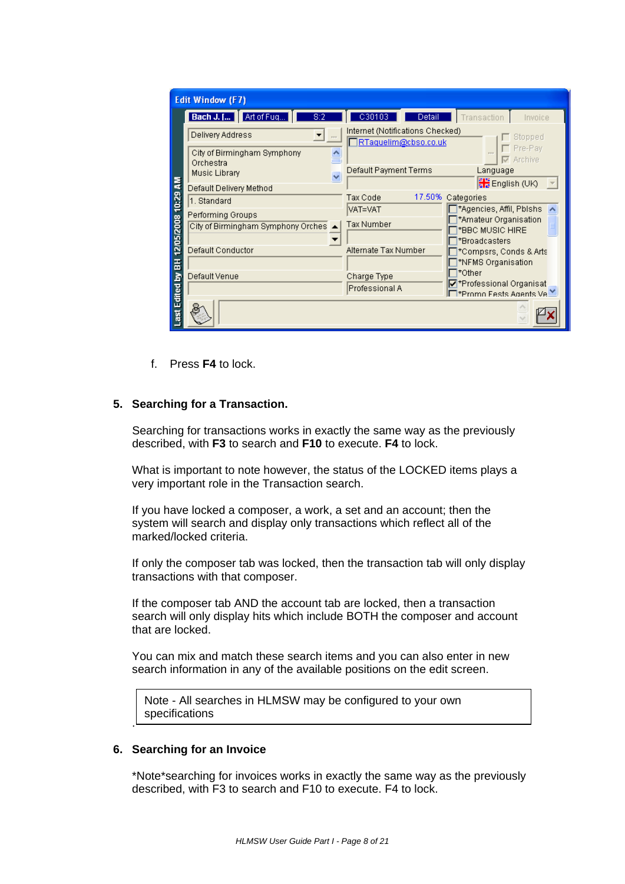f. Press **F4** to lock.

**5. Searching for a Transaction.**

Searching for transactions works in exactly the same way as the previously described, with **F3** to search and **F10** to execute. **F4** to lock.

What is important to note however, the status of the LOCKED items plays a very important role in the Transaction search.

If you have locked a composer, a work, a set and an account; then the system will search and display only transactions which reflect all of the marked/locked criteria.

If only the composer tab was locked, then the transaction tab will only display transactions with that composer.

If the composer tab AND the account tab are locked, then a transaction search will only display hits which include BOTH the composer and account that are locked.

You can mix and match these search items and you can also enter in new search information in any of the available positions on the edit screen.

| Note - All searches in HLMSW may be configured to your own specifications |
|---|

.

**6. Searching for an Invoice**

*Note*searching for invoices works in exactly the same way as the previously described, with F3 to search and F10 to execute. F4 to lock.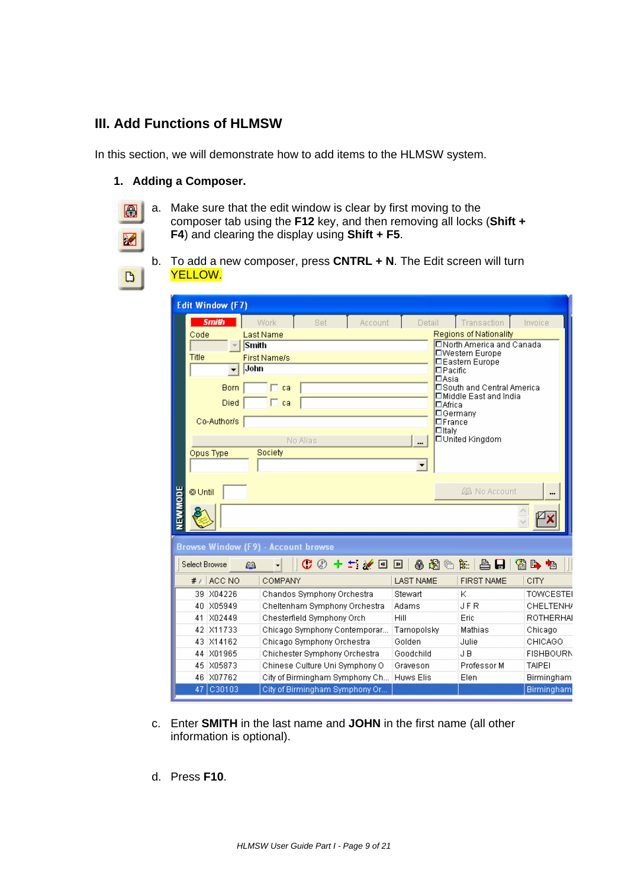### III. Add Functions of HLMSW

In this section, we will demonstrate how to add items to the HLMSW system.

1. **Adding a Composer.**

   a. Make sure that the edit window is clear by first moving to the composer tab using the **F12** key, and then removing all locks (**Shift + F4**) and clearing the display using **Shift + F5**.

   b. To add a new composer, press **CNTRL + N**. The Edit screen will turn YELLOW.

   c. Enter **SMITH** in the last name and **JOHN** in the first name (all other information is optional).

   d. Press **F10**.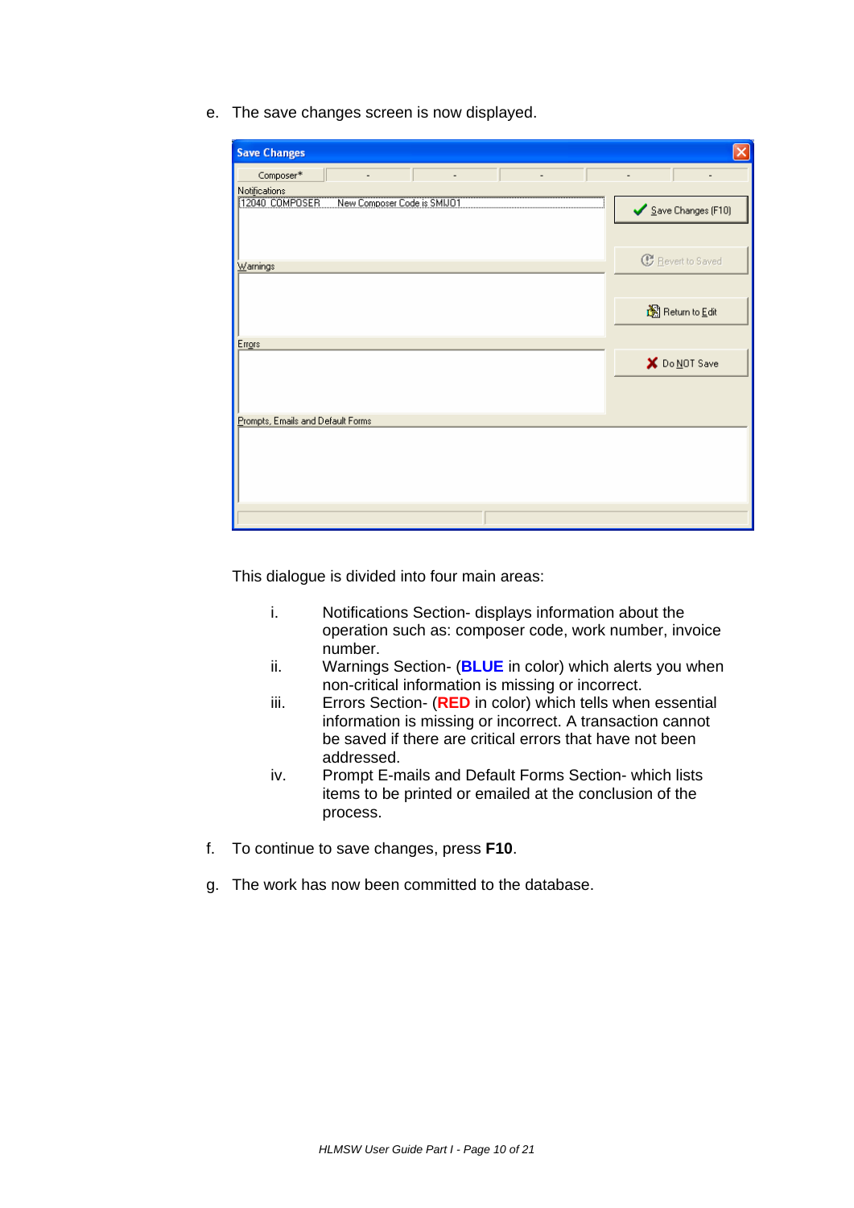e. The save changes screen is now displayed.

This dialogue is divided into four main areas:

i. Notifications Section- displays information about the operation such as: composer code, work number, invoice number.
ii. Warnings Section- (**BLUE** in color) which alerts you when non-critical information is missing or incorrect.
iii. Errors Section- (**RED** in color) which tells when essential information is missing or incorrect. A transaction cannot be saved if there are critical errors that have not been addressed.
iv. Prompt E-mails and Default Forms Section- which lists items to be printed or emailed at the conclusion of the process.

f. To continue to save changes, press **F10**.

g. The work has now been committed to the database.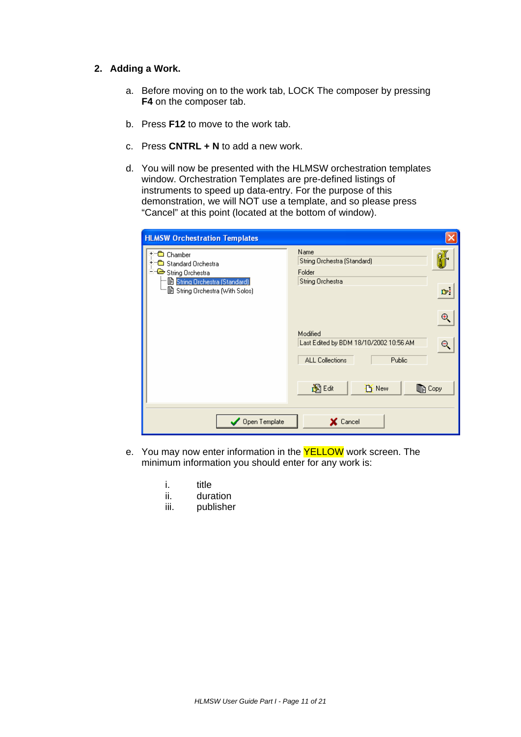## 2. Adding a Work.

a. Before moving on to the work tab, LOCK The composer by pressing **F4** on the composer tab.

b. Press **F12** to move to the work tab.

c. Press **CNTRL + N** to add a new work.

d. You will now be presented with the HLMSW orchestration templates window. Orchestration Templates are pre-defined listings of instruments to speed up data-entry. For the purpose of this demonstration, we will NOT use a template, and so please press "Cancel" at this point (located at the bottom of window).

e. You may now enter information in the YELLOW work screen. The minimum information you should enter for any work is:

   i. title
   ii. duration
   iii. publisher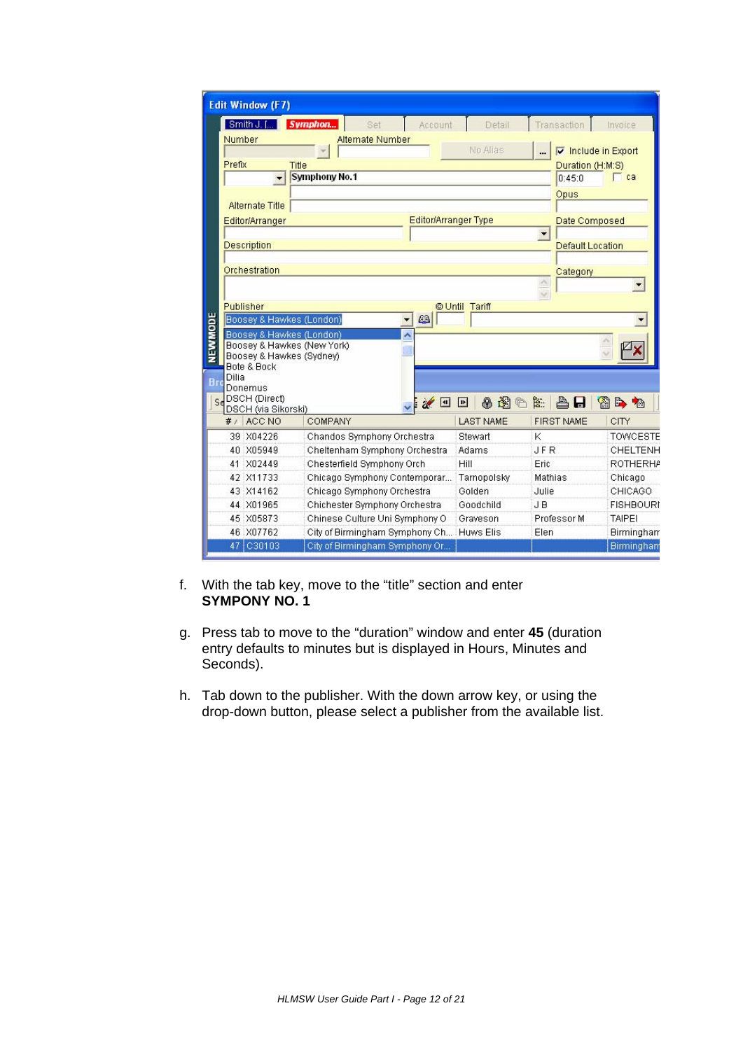f. With the tab key, move to the “title” section and enter **SYMPONY NO. 1**

g. Press tab to move to the “duration” window and enter **45** (duration entry defaults to minutes but is displayed in Hours, Minutes and Seconds).

h. Tab down to the publisher. With the down arrow key, or using the drop-down button, please select a publisher from the available list.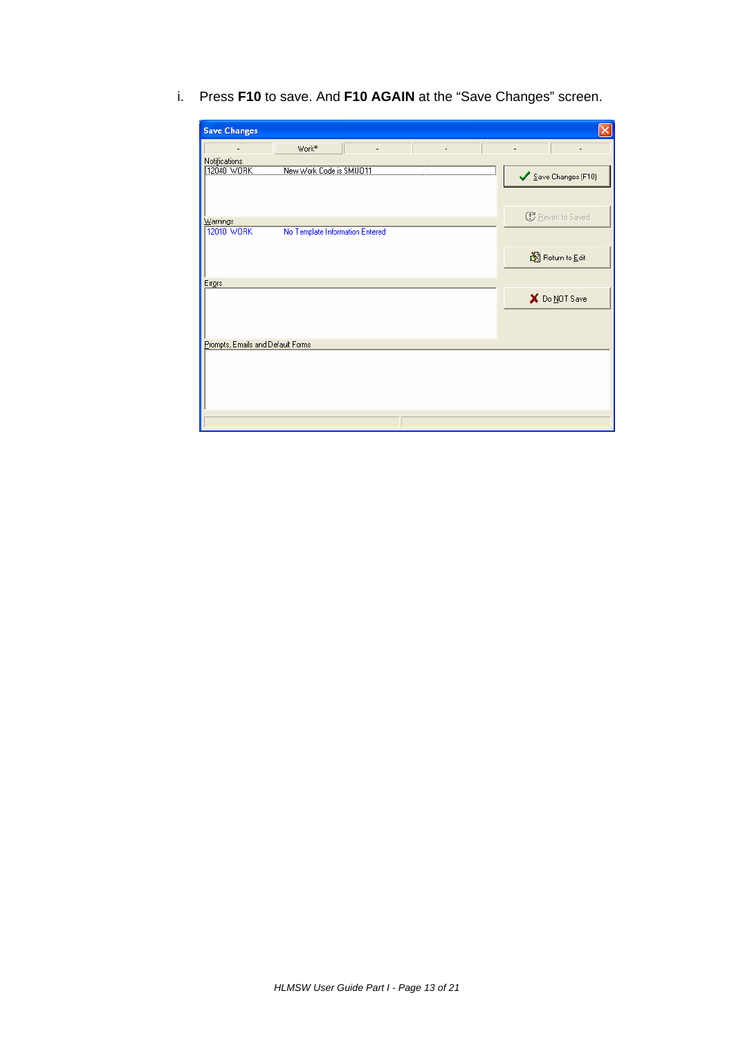i. Press **F10** to save. And **F10 AGAIN** at the “Save Changes” screen.

**Save Changes**

| - | Work* | - | - | - | - |
|---|---|---|---|---|---|

Notifications

12040 WORK New Work Code is SMIJ011

Warnings

12010 WORK No Template Information Entered

Errors

Prompts, Emails and Default Forms

Save Changes (F10)

Revert to Saved

Return to Edit

Do NOT Save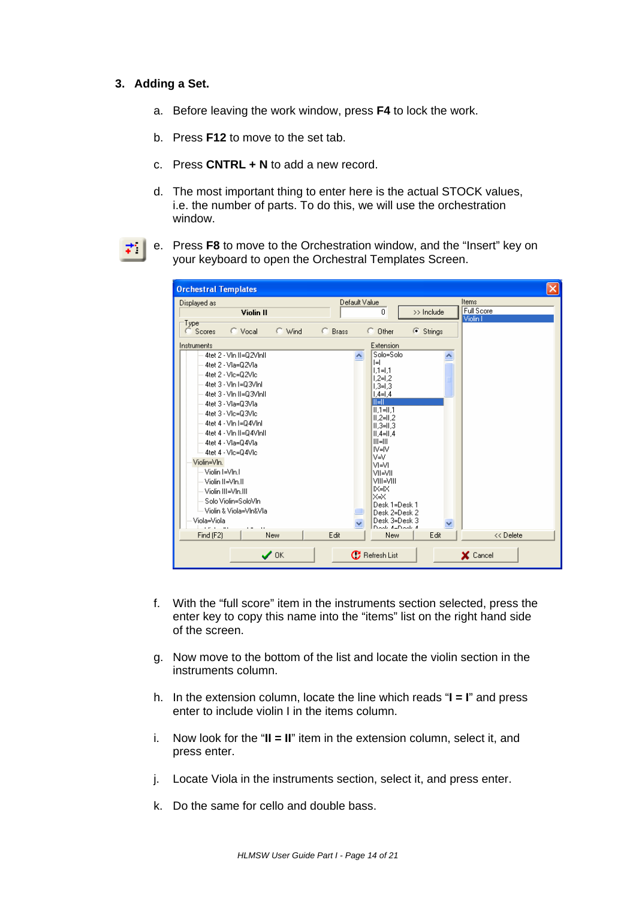## 3. Adding a Set.

a. Before leaving the work window, press **F4** to lock the work.

b. Press **F12** to move to the set tab.

c. Press **CNTRL + N** to add a new record.

d. The most important thing to enter here is the actual STOCK values, i.e. the number of parts. To do this, we will use the orchestration window.

e. Press **F8** to move to the Orchestration window, and the "Insert" key on your keyboard to open the Orchestral Templates Screen.

f. With the "full score" item in the instruments section selected, press the enter key to copy this name into the "items" list on the right hand side of the screen.

g. Now move to the bottom of the list and locate the violin section in the instruments column.

h. In the extension column, locate the line which reads "**I = I**" and press enter to include violin I in the items column.

i. Now look for the "**II = II**" item in the extension column, select it, and press enter.

j. Locate Viola in the instruments section, select it, and press enter.

k. Do the same for cello and double bass.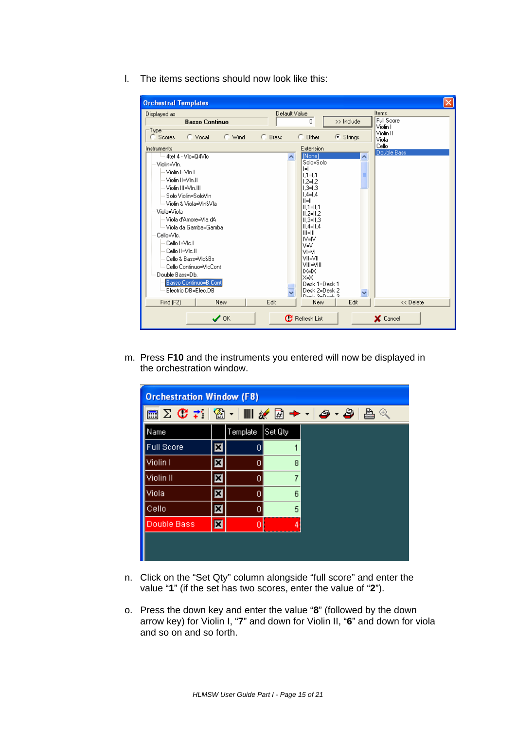l. The items sections should now look like this:

m. Press **F10** and the instruments you entered will now be displayed in the orchestration window.

n. Click on the “Set Qty” column alongside “full score” and enter the value “**1**” (if the set has two scores, enter the value of “**2**”).

o. Press the down key and enter the value “**8**” (followed by the down arrow key) for Violin I, “**7**” and down for Violin II, “**6**” and down for viola and so on and so forth.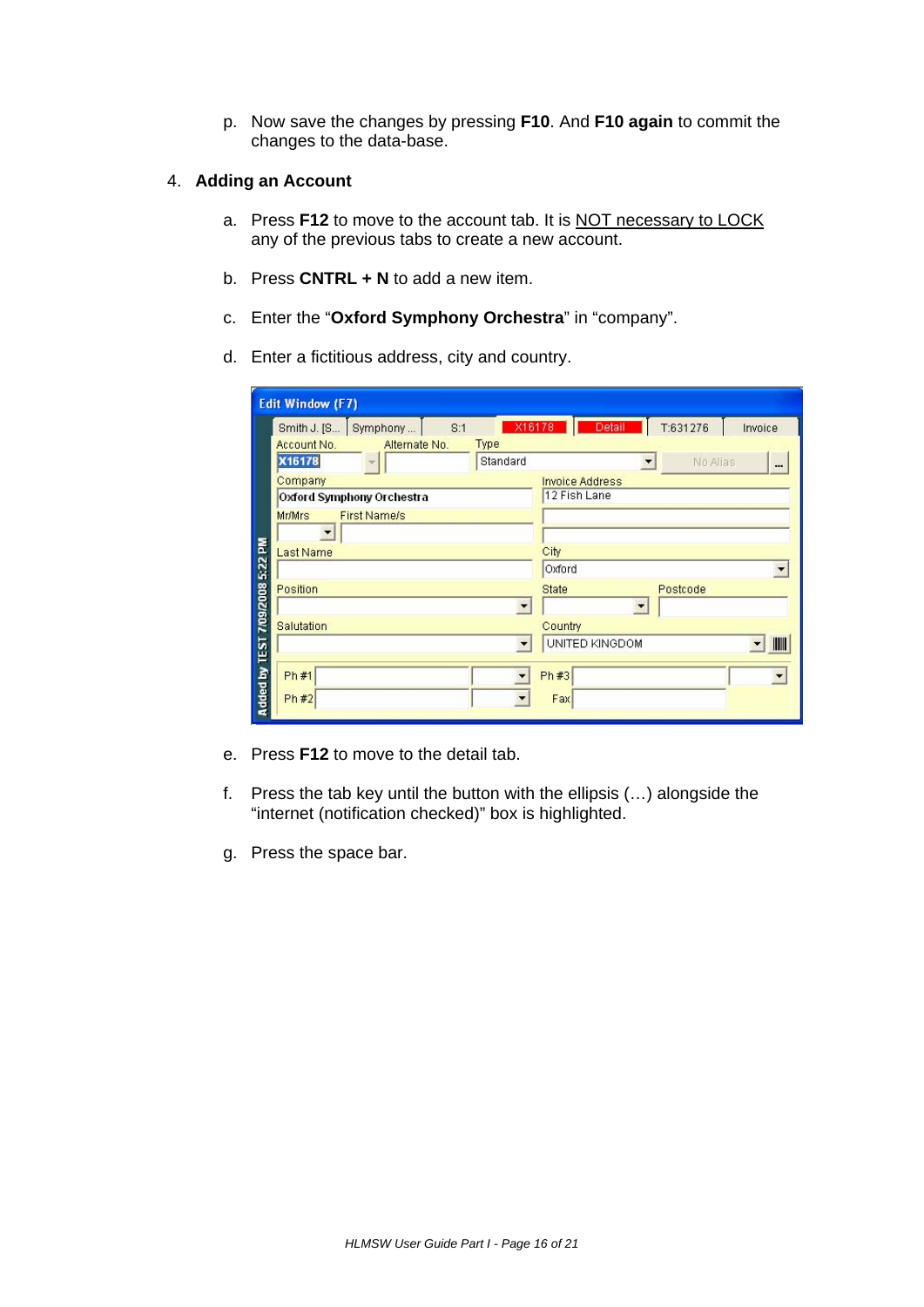p. Now save the changes by pressing **F10**. And **F10 again** to commit the changes to the data-base.

4. **Adding an Account**

a. Press **F12** to move to the account tab. It is <u>NOT necessary to LOCK</u> any of the previous tabs to create a new account.

b. Press **CNTRL + N** to add a new item.

c. Enter the "**Oxford Symphony Orchestra**" in "company".

d. Enter a fictitious address, city and country.

e. Press **F12** to move to the detail tab.

f. Press the tab key until the button with the ellipsis (…) alongside the "internet (notification checked)" box is highlighted.

g. Press the space bar.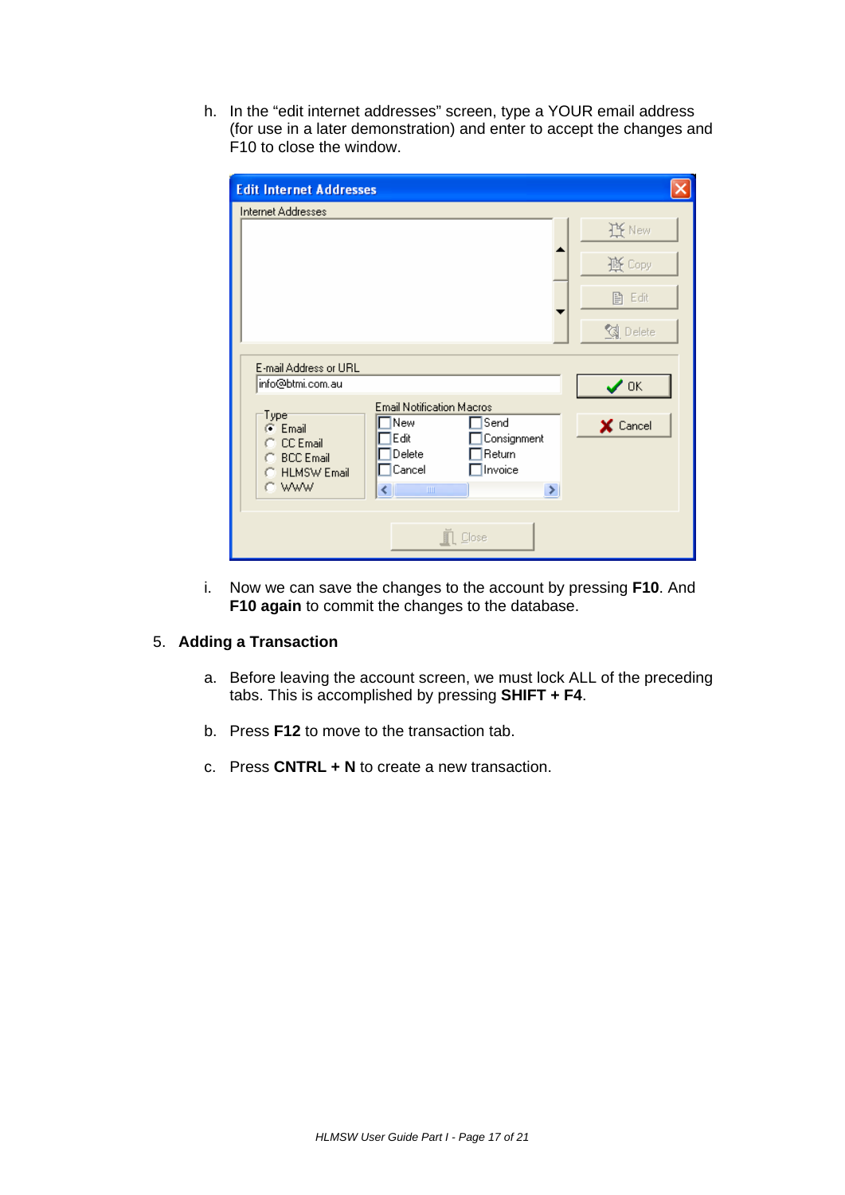h. In the “edit internet addresses” screen, type a YOUR email address (for use in a later demonstration) and enter to accept the changes and F10 to close the window.

i. Now we can save the changes to the account by pressing **F10**. And **F10 again** to commit the changes to the database.

5. **Adding a Transaction**

   a. Before leaving the account screen, we must lock ALL of the preceding tabs. This is accomplished by pressing **SHIFT + F4**.

   b. Press **F12** to move to the transaction tab.

   c. Press **CNTRL + N** to create a new transaction.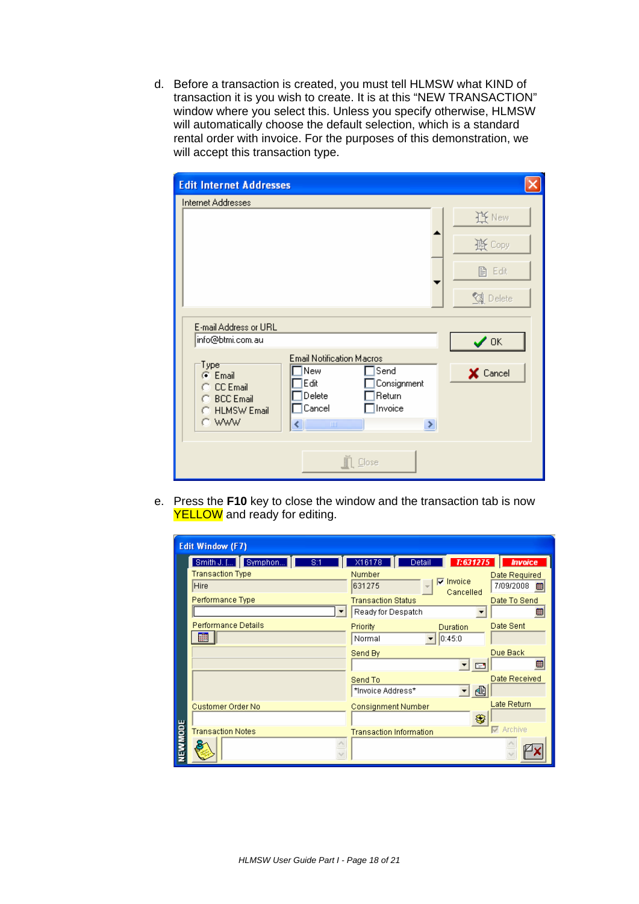d. Before a transaction is created, you must tell HLMSW what KIND of transaction it is you wish to create. It is at this “NEW TRANSACTION” window where you select this. Unless you specify otherwise, HLMSW will automatically choose the default selection, which is a standard rental order with invoice. For the purposes of this demonstration, we will accept this transaction type.

e. Press the **F10** key to close the window and the transaction tab is now YELLOW and ready for editing.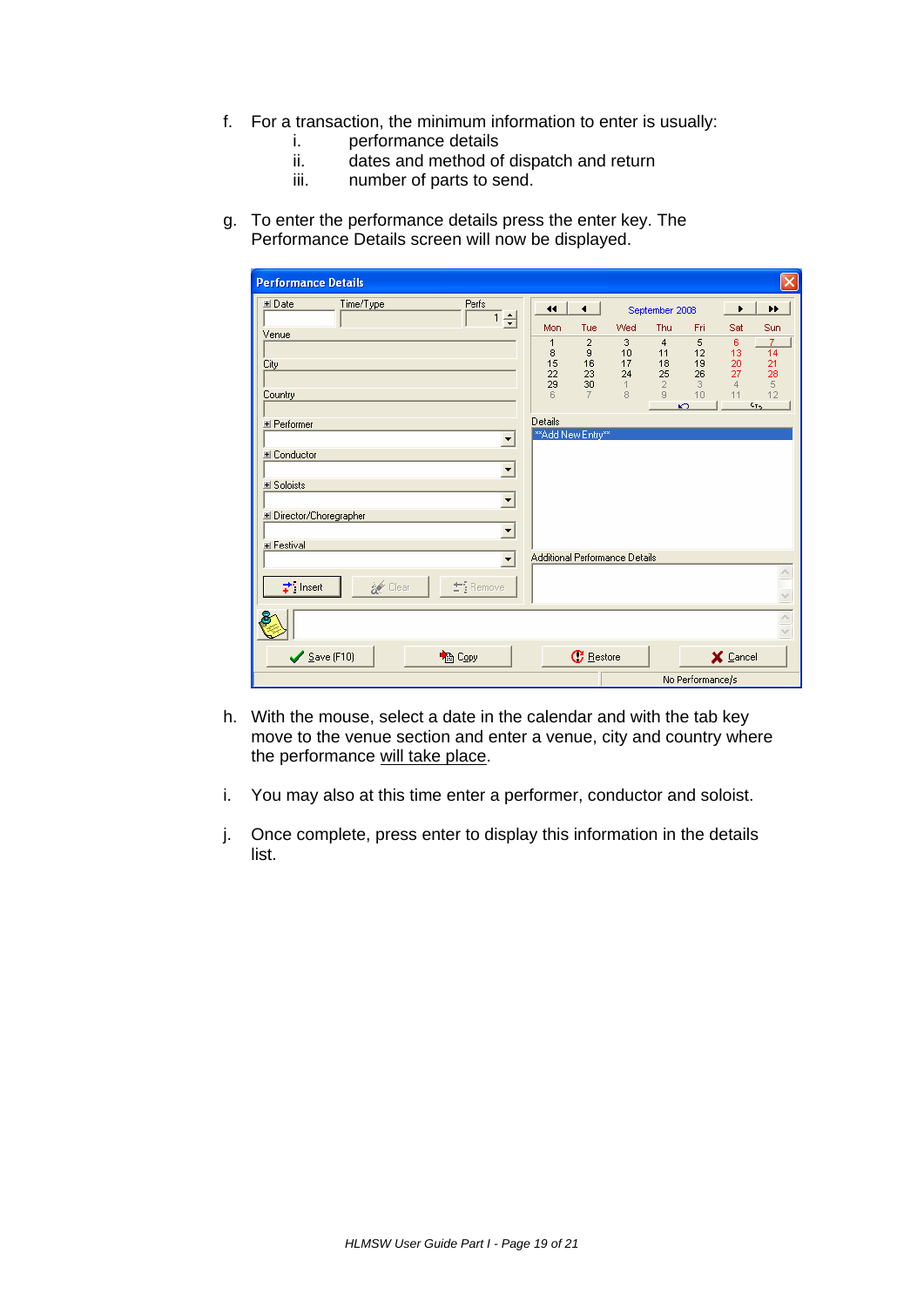f. For a transaction, the minimum information to enter is usually:
   i. performance details
   ii. dates and method of dispatch and return
   iii. number of parts to send.

g. To enter the performance details press the enter key. The Performance Details screen will now be displayed.

h. With the mouse, select a date in the calendar and with the tab key move to the venue section and enter a venue, city and country where the performance will take place.

i. You may also at this time enter a performer, conductor and soloist.

j. Once complete, press enter to display this information in the details list.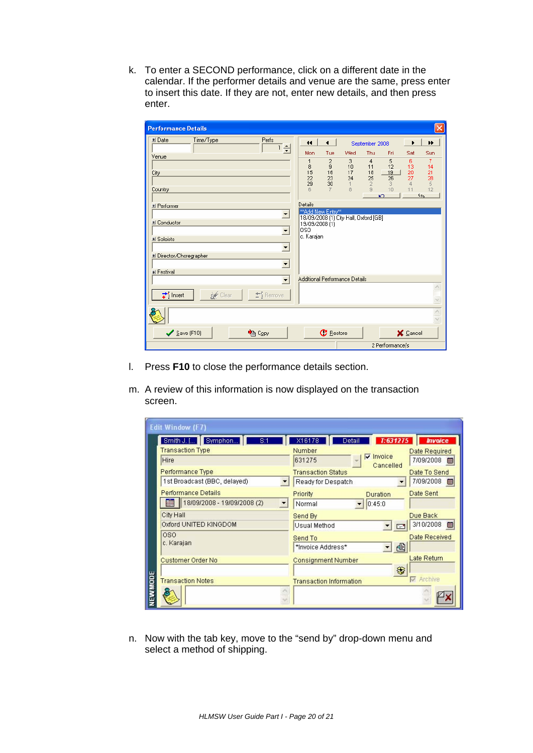k. To enter a SECOND performance, click on a different date in the calendar. If the performer details and venue are the same, press enter to insert this date. If they are not, enter new details, and then press enter.

l. Press **F10** to close the performance details section.

m. A review of this information is now displayed on the transaction screen.

n. Now with the tab key, move to the “send by” drop-down menu and select a method of shipping.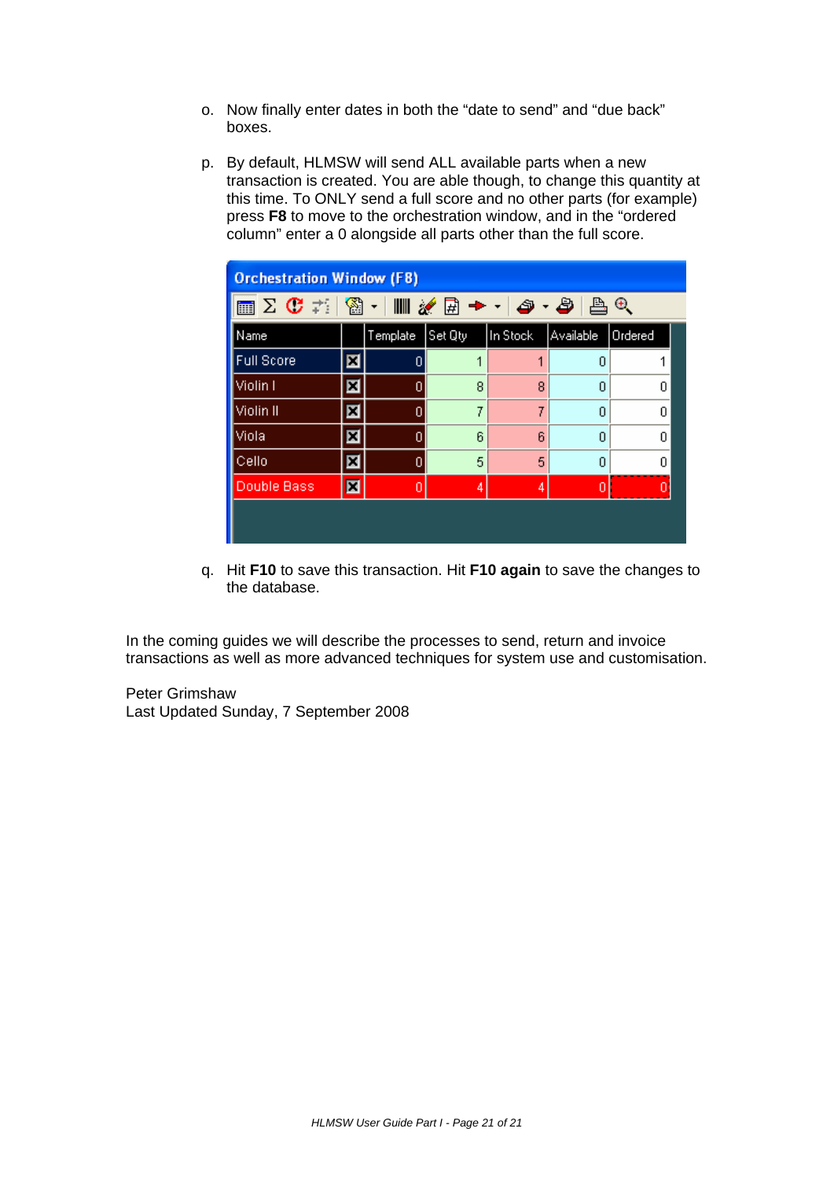o. Now finally enter dates in both the "date to send" and "due back" boxes.

p. By default, HLMSW will send ALL available parts when a new transaction is created. You are able though, to change this quantity at this time. To ONLY send a full score and no other parts (for example) press **F8** to move to the orchestration window, and in the "ordered column" enter a 0 alongside all parts other than the full score.

Orchestration Window (F8)

| Name | | Template | Set Qty | In Stock | Available | Ordered |
|---|---|---|---|---|---|---|
| Full Score | ☒ | 0 | 1 | 1 | 0 | 1 |
| Violin I | ☒ | 0 | 8 | 8 | 0 | 0 |
| Violin II | ☒ | 0 | 7 | 7 | 0 | 0 |
| Viola | ☒ | 0 | 6 | 6 | 0 | 0 |
| Cello | ☒ | 0 | 5 | 5 | 0 | 0 |
| Double Bass | ☒ | 0 | 4 | 4 | 0 | 0 |

q. Hit **F10** to save this transaction. Hit **F10 again** to save the changes to the database.

In the coming guides we will describe the processes to send, return and invoice transactions as well as more advanced techniques for system use and customisation.

Peter Grimshaw
Last Updated Sunday, 7 September 2008